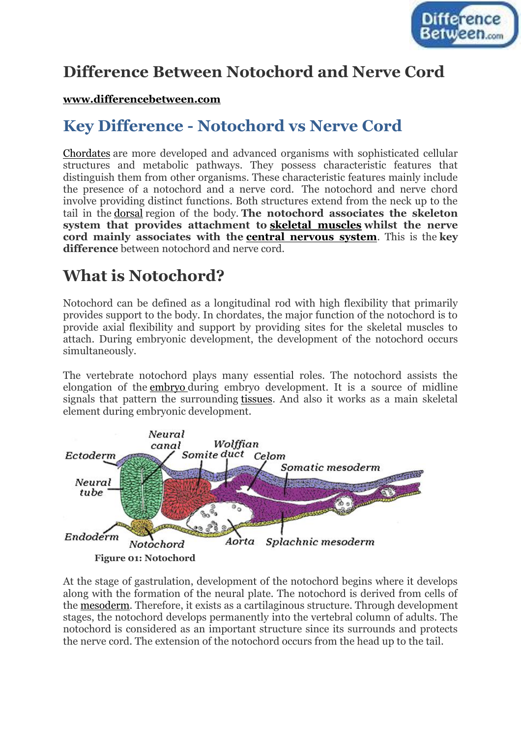# Difference Between Notochord and Nerve Cord

**www.differencebetween.com**

## Key Difference - Notochord vs Nerve Cord

Chordates are more developed and advanced organisms with sophisticated cellular structures and metabolic pathways. They possess characteristic features that distinguish them from other organisms. These characteristic features mainly include the presence of a notochord and a nerve cord. The notochord and nerve chord involve providing distinct functions. Both structures extend from the neck up to the tail in the dorsal region of the body. **The notochord associates the skeleton system that provides attachment to skeletal muscles whilst the nerve cord mainly associates with the central nervous system**. This is the **key difference** between notochord and nerve cord.

## What is Notochord?

Notochord can be defined as a longitudinal rod with high flexibility that primarily provides support to the body. In chordates, the major function of the notochord is to provide axial flexibility and support by providing sites for the skeletal muscles to attach. During embryonic development, the development of the notochord occurs simultaneously.

The vertebrate notochord plays many essential roles. The notochord assists the elongation of the embryo during embryo development. It is a source of midline signals that pattern the surrounding tissues. And also it works as a main skeletal element during embryonic development.

**Figure 01: Notochord**

At the stage of gastrulation, development of the notochord begins where it develops along with the formation of the neural plate. The notochord is derived from cells of the mesoderm. Therefore, it exists as a cartilaginous structure. Through development stages, the notochord develops permanently into the vertebral column of adults. The notochord is considered as an important structure since its surrounds and protects the nerve cord. The extension of the notochord occurs from the head up to the tail.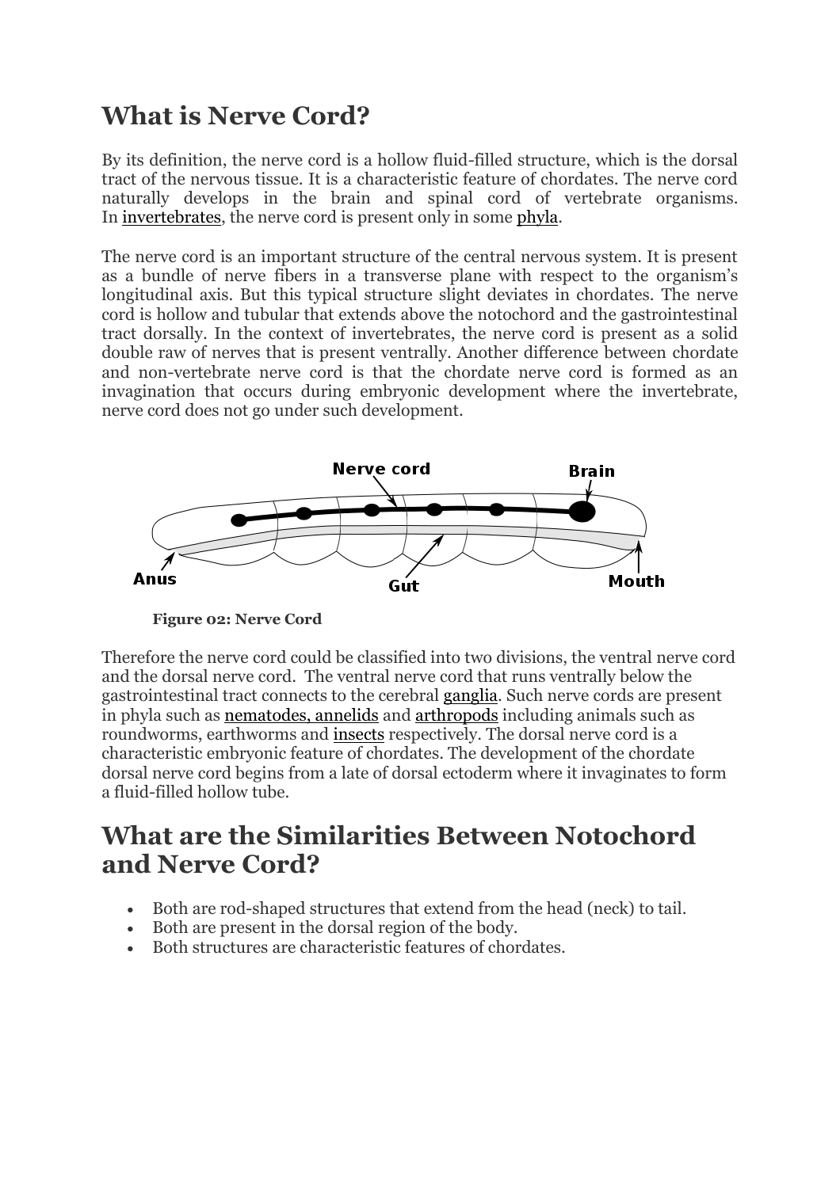## What is Nerve Cord?

By its definition, the nerve cord is a hollow fluid-filled structure, which is the dorsal tract of the nervous tissue. It is a characteristic feature of chordates. The nerve cord naturally develops in the brain and spinal cord of vertebrate organisms. In invertebrates, the nerve cord is present only in some phyla.

The nerve cord is an important structure of the central nervous system. It is present as a bundle of nerve fibers in a transverse plane with respect to the organism's longitudinal axis. But this typical structure slight deviates in chordates. The nerve cord is hollow and tubular that extends above the notochord and the gastrointestinal tract dorsally. In the context of invertebrates, the nerve cord is present as a solid double raw of nerves that is present ventrally. Another difference between chordate and non-vertebrate nerve cord is that the chordate nerve cord is formed as an invagination that occurs during embryonic development where the invertebrate, nerve cord does not go under such development.

**Figure 02: Nerve Cord**

Therefore the nerve cord could be classified into two divisions, the ventral nerve cord and the dorsal nerve cord. The ventral nerve cord that runs ventrally below the gastrointestinal tract connects to the cerebral ganglia. Such nerve cords are present in phyla such as nematodes, annelids and arthropods including animals such as roundworms, earthworms and insects respectively. The dorsal nerve cord is a characteristic embryonic feature of chordates. The development of the chordate dorsal nerve cord begins from a late of dorsal ectoderm where it invaginates to form a fluid-filled hollow tube.

## What are the Similarities Between Notochord and Nerve Cord?

- Both are rod-shaped structures that extend from the head (neck) to tail.
- Both are present in the dorsal region of the body.
- Both structures are characteristic features of chordates.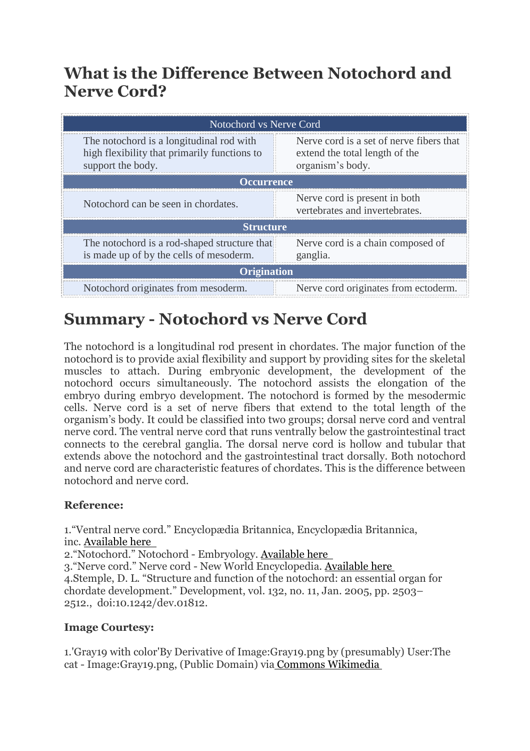## What is the Difference Between Notochord and Nerve Cord?

| Notochord vs Nerve Cord | |
|---|---|
| The notochord is a longitudinal rod with high flexibility that primarily functions to support the body. | Nerve cord is a set of nerve fibers that extend the total length of the organism's body. |
| **Occurrence** | |
| Notochord can be seen in chordates. | Nerve cord is present in both vertebrates and invertebrates. |
| **Structure** | |
| The notochord is a rod-shaped structure that is made up of by the cells of mesoderm. | Nerve cord is a chain composed of ganglia. |
| **Origination** | |
| Notochord originates from mesoderm. | Nerve cord originates from ectoderm. |

## Summary - Notochord vs Nerve Cord

The notochord is a longitudinal rod present in chordates. The major function of the notochord is to provide axial flexibility and support by providing sites for the skeletal muscles to attach. During embryonic development, the development of the notochord occurs simultaneously. The notochord assists the elongation of the embryo during embryo development. The notochord is formed by the mesodermic cells. Nerve cord is a set of nerve fibers that extend to the total length of the organism's body. It could be classified into two groups; dorsal nerve cord and ventral nerve cord. The ventral nerve cord that runs ventrally below the gastrointestinal tract connects to the cerebral ganglia. The dorsal nerve cord is hollow and tubular that extends above the notochord and the gastrointestinal tract dorsally. Both notochord and nerve cord are characteristic features of chordates. This is the difference between notochord and nerve cord.

#### Reference:

1.“Ventral nerve cord.” Encyclopædia Britannica, Encyclopædia Britannica, inc. Available here
2.“Notochord.” Notochord - Embryology. Available here
3.“Nerve cord.” Nerve cord - New World Encyclopedia. Available here
4.Stemple, D. L. “Structure and function of the notochord: an essential organ for chordate development.” Development, vol. 132, no. 11, Jan. 2005, pp. 2503–2512., doi:10.1242/dev.01812.

#### Image Courtesy:

1.'Gray19 with color'By Derivative of Image:Gray19.png by (presumably) User:The cat - Image:Gray19.png, (Public Domain) via Commons Wikimedia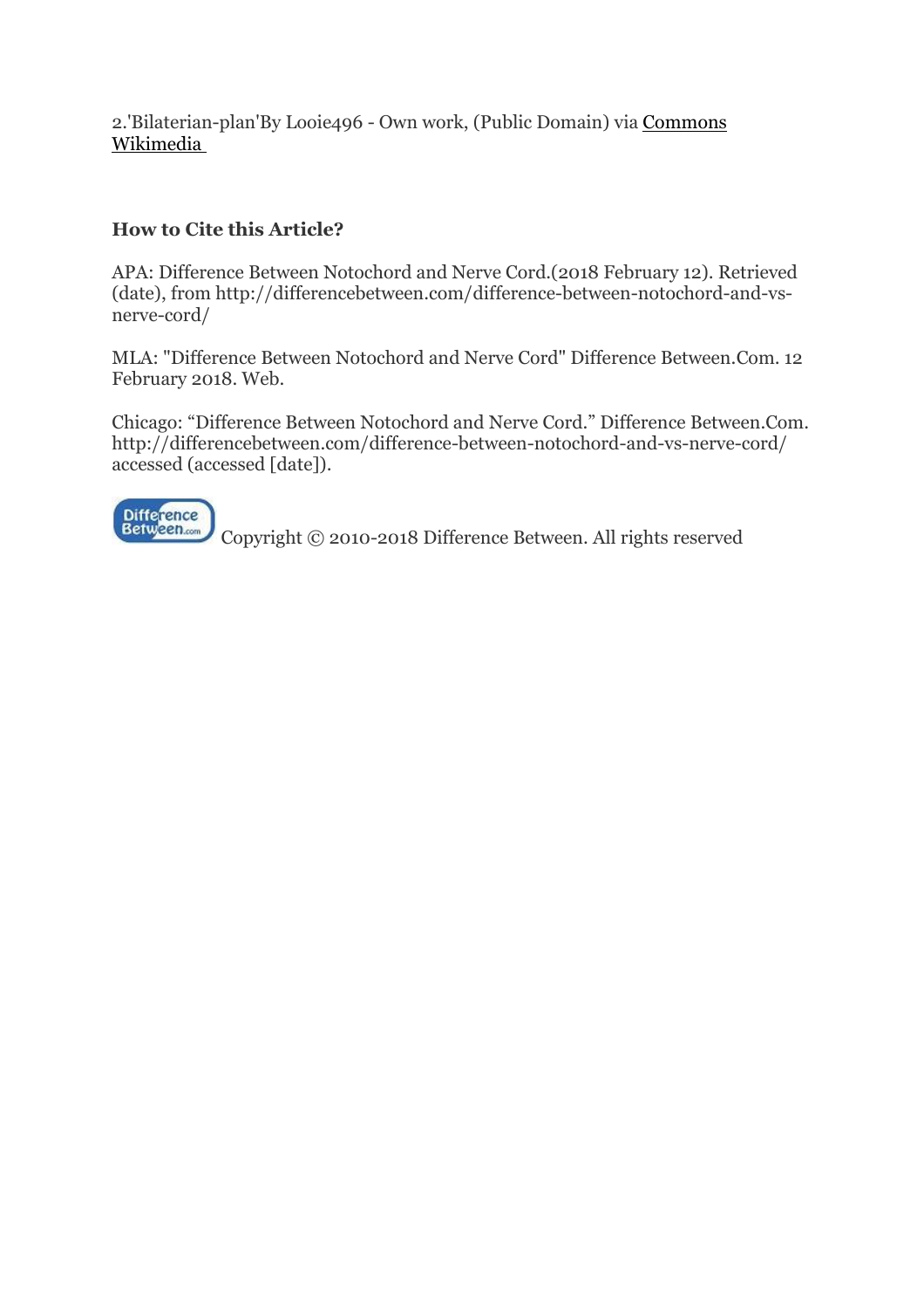2.'Bilaterian-plan'By Looie496 - Own work, (Public Domain) via Commons Wikimedia

### How to Cite this Article?

APA: Difference Between Notochord and Nerve Cord.(2018 February 12). Retrieved (date), from http://differencebetween.com/difference-between-notochord-and-vs-nerve-cord/

MLA: "Difference Between Notochord and Nerve Cord" Difference Between.Com. 12 February 2018. Web.

Chicago: "Difference Between Notochord and Nerve Cord." Difference Between.Com. http://differencebetween.com/difference-between-notochord-and-vs-nerve-cord/ accessed (accessed [date]).

Copyright © 2010-2018 Difference Between. All rights reserved